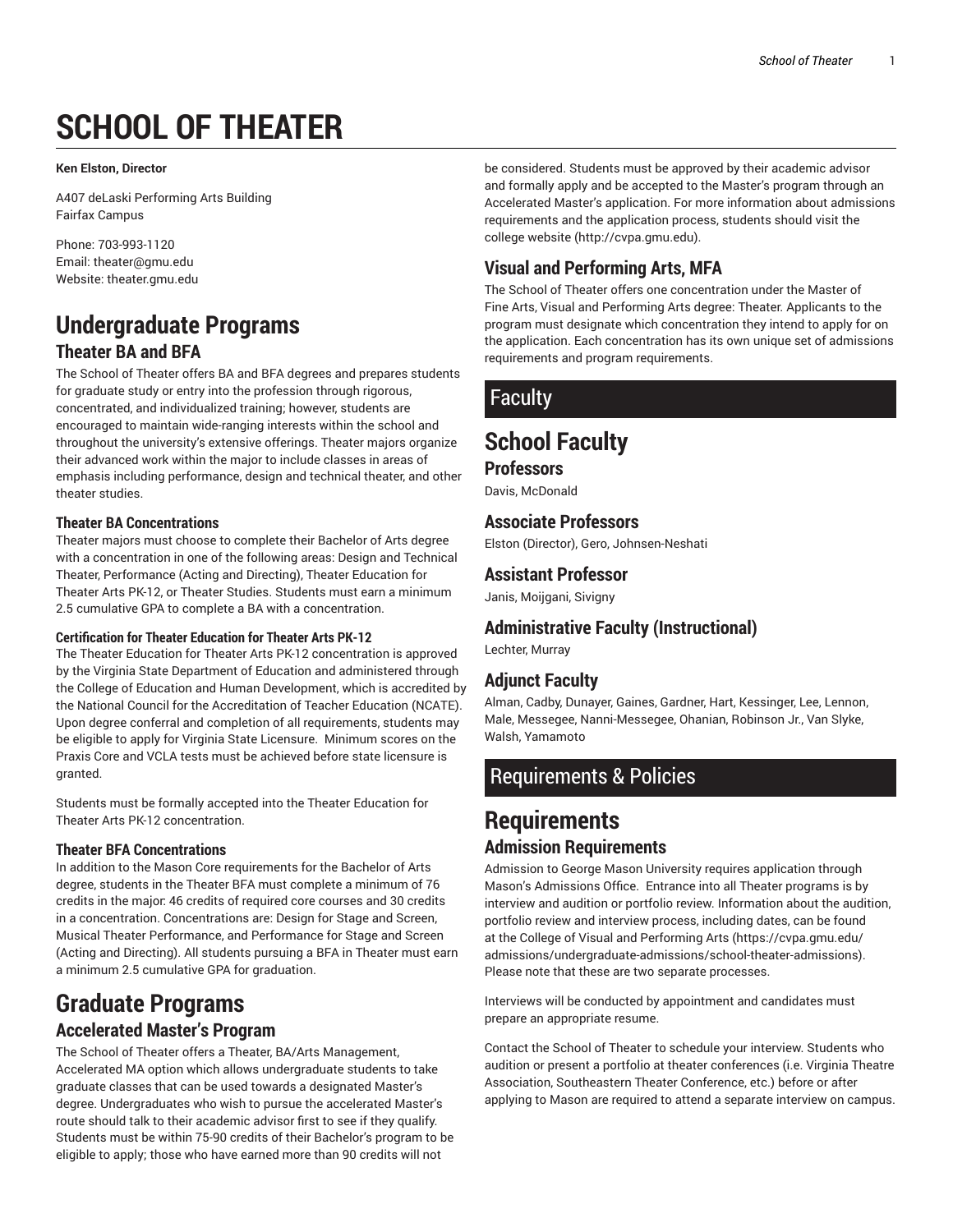# SCHOOL OF THEATER

**Ken Elston, Director**

A407 deLaski Performing Arts Building
Fairfax Campus

Phone: 703-993-1120
Email: theater@gmu.edu
Website: theater.gmu.edu

# Undergraduate Programs

## Theater BA and BFA

The School of Theater offers BA and BFA degrees and prepares students for graduate study or entry into the profession through rigorous, concentrated, and individualized training; however, students are encouraged to maintain wide-ranging interests within the school and throughout the university's extensive offerings. Theater majors organize their advanced work within the major to include classes in areas of emphasis including performance, design and technical theater, and other theater studies.

### Theater BA Concentrations

Theater majors must choose to complete their Bachelor of Arts degree with a concentration in one of the following areas: Design and Technical Theater, Performance (Acting and Directing), Theater Education for Theater Arts PK-12, or Theater Studies. Students must earn a minimum 2.5 cumulative GPA to complete a BA with a concentration.

#### Certification for Theater Education for Theater Arts PK-12

The Theater Education for Theater Arts PK-12 concentration is approved by the Virginia State Department of Education and administered through the College of Education and Human Development, which is accredited by the National Council for the Accreditation of Teacher Education (NCATE). Upon degree conferral and completion of all requirements, students may be eligible to apply for Virginia State Licensure. Minimum scores on the Praxis Core and VCLA tests must be achieved before state licensure is granted.

Students must be formally accepted into the Theater Education for Theater Arts PK-12 concentration.

### Theater BFA Concentrations

In addition to the Mason Core requirements for the Bachelor of Arts degree, students in the Theater BFA must complete a minimum of 76 credits in the major: 46 credits of required core courses and 30 credits in a concentration. Concentrations are: Design for Stage and Screen, Musical Theater Performance, and Performance for Stage and Screen (Acting and Directing). All students pursuing a BFA in Theater must earn a minimum 2.5 cumulative GPA for graduation.

# Graduate Programs

## Accelerated Master's Program

The School of Theater offers a Theater, BA/Arts Management, Accelerated MA option which allows undergraduate students to take graduate classes that can be used towards a designated Master's degree. Undergraduates who wish to pursue the accelerated Master's route should talk to their academic advisor first to see if they qualify. Students must be within 75-90 credits of their Bachelor's program to be eligible to apply; those who have earned more than 90 credits will not be considered. Students must be approved by their academic advisor and formally apply and be accepted to the Master's program through an Accelerated Master's application. For more information about admissions requirements and the application process, students should visit the college website (http://cvpa.gmu.edu).

## Visual and Performing Arts, MFA

The School of Theater offers one concentration under the Master of Fine Arts, Visual and Performing Arts degree: Theater. Applicants to the program must designate which concentration they intend to apply for on the application. Each concentration has its own unique set of admissions requirements and program requirements.

# Faculty

# School Faculty

## Professors

Davis, McDonald

## Associate Professors

Elston (Director), Gero, Johnsen-Neshati

## Assistant Professor

Janis, Moijgani, Sivigny

## Administrative Faculty (Instructional)

Lechter, Murray

## Adjunct Faculty

Alman, Cadby, Dunayer, Gaines, Gardner, Hart, Kessinger, Lee, Lennon, Male, Messegee, Nanni-Messegee, Ohanian, Robinson Jr., Van Slyke, Walsh, Yamamoto

# Requirements & Policies

# Requirements

## Admission Requirements

Admission to George Mason University requires application through Mason's Admissions Office. Entrance into all Theater programs is by interview and audition or portfolio review. Information about the audition, portfolio review and interview process, including dates, can be found at the College of Visual and Performing Arts (https://cvpa.gmu.edu/admissions/undergraduate-admissions/school-theater-admissions). Please note that these are two separate processes.

Interviews will be conducted by appointment and candidates must prepare an appropriate resume.

Contact the School of Theater to schedule your interview. Students who audition or present a portfolio at theater conferences (i.e. Virginia Theatre Association, Southeastern Theater Conference, etc.) before or after applying to Mason are required to attend a separate interview on campus.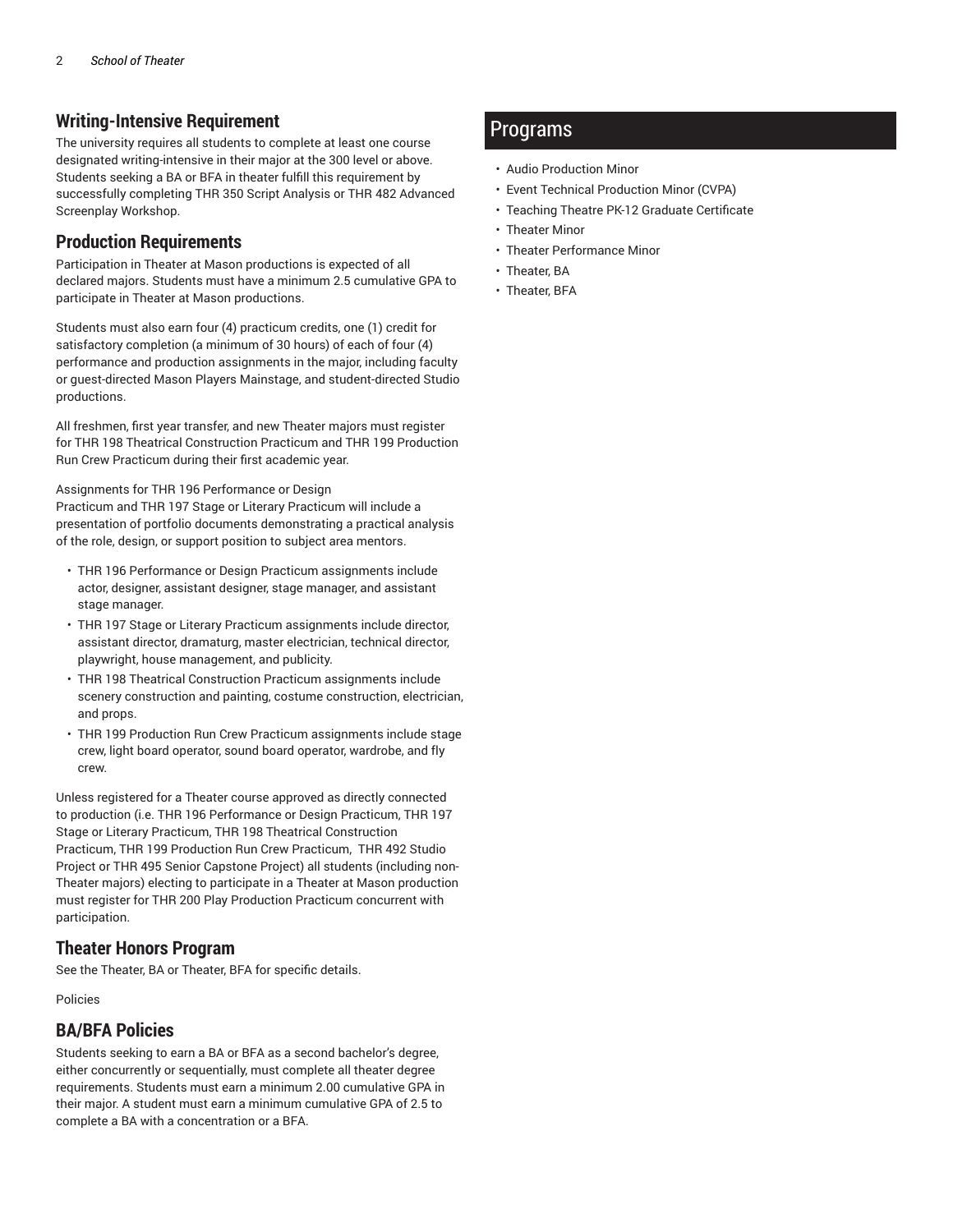## Writing-Intensive Requirement

The university requires all students to complete at least one course designated writing-intensive in their major at the 300 level or above. Students seeking a BA or BFA in theater fulfill this requirement by successfully completing THR 350 Script Analysis or THR 482 Advanced Screenplay Workshop.

## Production Requirements

Participation in Theater at Mason productions is expected of all declared majors. Students must have a minimum 2.5 cumulative GPA to participate in Theater at Mason productions.

Students must also earn four (4) practicum credits, one (1) credit for satisfactory completion (a minimum of 30 hours) of each of four (4) performance and production assignments in the major, including faculty or guest-directed Mason Players Mainstage, and student-directed Studio productions.

All freshmen, first year transfer, and new Theater majors must register for THR 198 Theatrical Construction Practicum and THR 199 Production Run Crew Practicum during their first academic year.

Assignments for THR 196 Performance or Design Practicum and THR 197 Stage or Literary Practicum will include a presentation of portfolio documents demonstrating a practical analysis of the role, design, or support position to subject area mentors.

- THR 196 Performance or Design Practicum assignments include actor, designer, assistant designer, stage manager, and assistant stage manager.
- THR 197 Stage or Literary Practicum assignments include director, assistant director, dramaturg, master electrician, technical director, playwright, house management, and publicity.
- THR 198 Theatrical Construction Practicum assignments include scenery construction and painting, costume construction, electrician, and props.
- THR 199 Production Run Crew Practicum assignments include stage crew, light board operator, sound board operator, wardrobe, and fly crew.

Unless registered for a Theater course approved as directly connected to production (i.e. THR 196 Performance or Design Practicum, THR 197 Stage or Literary Practicum, THR 198 Theatrical Construction Practicum, THR 199 Production Run Crew Practicum, THR 492 Studio Project or THR 495 Senior Capstone Project) all students (including non-Theater majors) electing to participate in a Theater at Mason production must register for THR 200 Play Production Practicum concurrent with participation.

## Theater Honors Program

See the Theater, BA or Theater, BFA for specific details.

Policies

## BA/BFA Policies

Students seeking to earn a BA or BFA as a second bachelor's degree, either concurrently or sequentially, must complete all theater degree requirements. Students must earn a minimum 2.00 cumulative GPA in their major. A student must earn a minimum cumulative GPA of 2.5 to complete a BA with a concentration or a BFA.

# Programs

- Audio Production Minor
- Event Technical Production Minor (CVPA)
- Teaching Theatre PK-12 Graduate Certificate
- Theater Minor
- Theater Performance Minor
- Theater, BA
- Theater, BFA